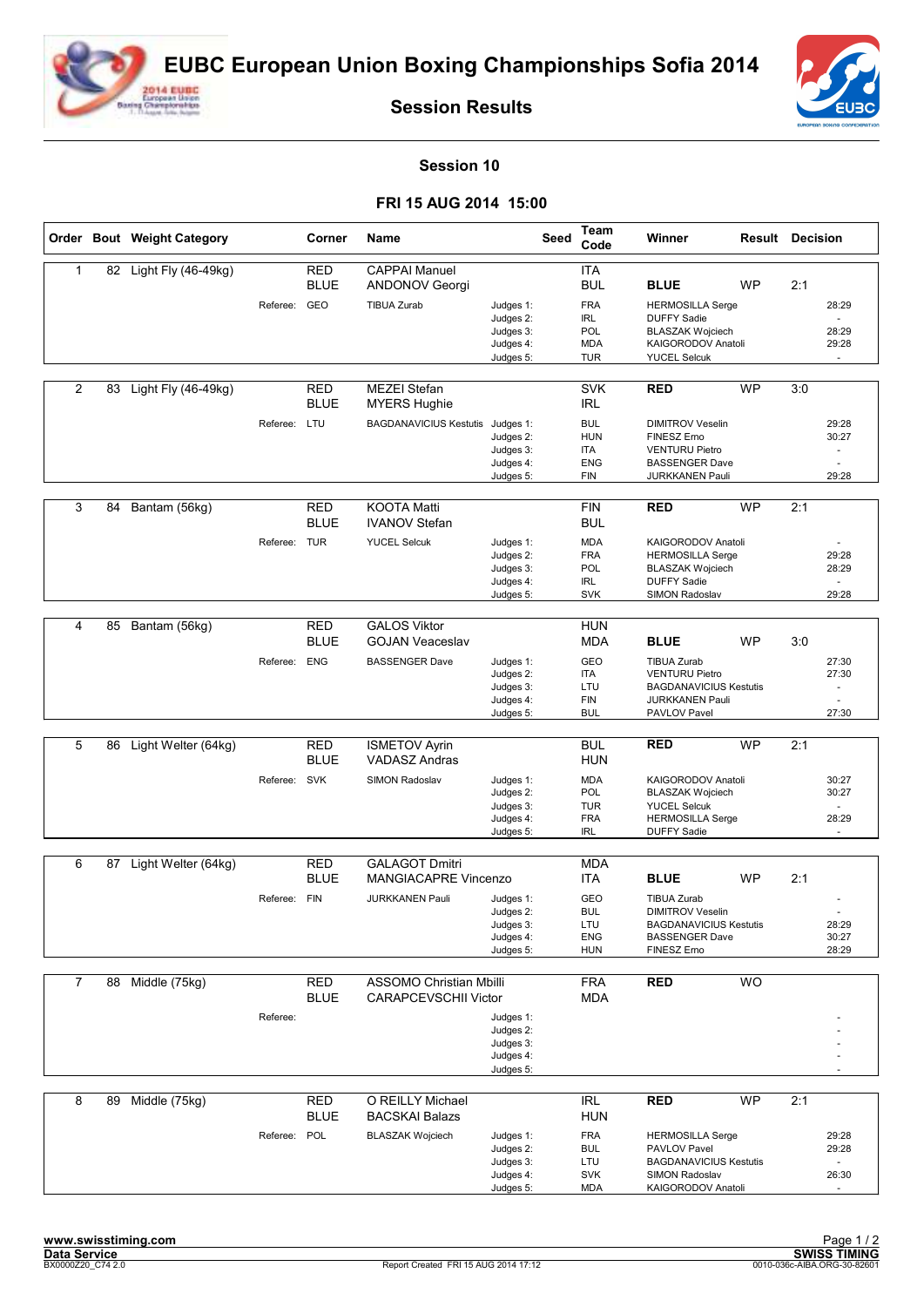# EUBC European Union Boxing Championships Sofia 2014

## Session Results

### Session 10

### FRI 15 AUG 2014 15:00

| Order | Bout | Weight Category | Corner | Name | Seed | Team Code | Winner | Result | Decision |
|---|---|---|---|---|---|---|---|---|---|
| 1 | 82 | Light Fly (46-49kg) | RED | CAPPAI Manuel | | ITA | | | |
| | | | BLUE | ANDONOV Georgi | | BUL | **BLUE** | WP | 2:1 |
| | | Referee: GEO | | TIBUA Zurab | Judges 1: | FRA | HERMOSILLA Serge | | 28:29 |
| | | | | | Judges 2: | IRL | DUFFY Sadie | | - |
| | | | | | Judges 3: | POL | BLASZAK Wojciech | | 28:29 |
| | | | | | Judges 4: | MDA | KAIGORODOV Anatoli | | 29:28 |
| | | | | | Judges 5: | TUR | YUCEL Selcuk | | - |
| 2 | 83 | Light Fly (46-49kg) | RED | MEZEI Stefan | | SVK | **RED** | WP | 3:0 |
| | | | BLUE | MYERS Hughie | | IRL | | | |
| | | Referee: LTU | | BAGDANAVICIUS Kestutis | Judges 1: | BUL | DIMITROV Veselin | | 29:28 |
| | | | | | Judges 2: | HUN | FINESZ Erno | | 30:27 |
| | | | | | Judges 3: | ITA | VENTURU Pietro | | - |
| | | | | | Judges 4: | ENG | BASSENGER Dave | | - |
| | | | | | Judges 5: | FIN | JURKKANEN Pauli | | 29:28 |
| 3 | 84 | Bantam (56kg) | RED | KOOTA Matti | | FIN | **RED** | WP | 2:1 |
| | | | BLUE | IVANOV Stefan | | BUL | | | |
| | | Referee: TUR | | YUCEL Selcuk | Judges 1: | MDA | KAIGORODOV Anatoli | | - |
| | | | | | Judges 2: | FRA | HERMOSILLA Serge | | 29:28 |
| | | | | | Judges 3: | POL | BLASZAK Wojciech | | 28:29 |
| | | | | | Judges 4: | IRL | DUFFY Sadie | | - |
| | | | | | Judges 5: | SVK | SIMON Radoslav | | 29:28 |
| 4 | 85 | Bantam (56kg) | RED | GALOS Viktor | | HUN | | | |
| | | | BLUE | GOJAN Veaceslav | | MDA | **BLUE** | WP | 3:0 |
| | | Referee: ENG | | BASSENGER Dave | Judges 1: | GEO | TIBUA Zurab | | 27:30 |
| | | | | | Judges 2: | ITA | VENTURU Pietro | | 27:30 |
| | | | | | Judges 3: | LTU | BAGDANAVICIUS Kestutis | | - |
| | | | | | Judges 4: | FIN | JURKKANEN Pauli | | - |
| | | | | | Judges 5: | BUL | PAVLOV Pavel | | 27:30 |
| 5 | 86 | Light Welter (64kg) | RED | ISMETOV Ayrin | | BUL | **RED** | WP | 2:1 |
| | | | BLUE | VADASZ Andras | | HUN | | | |
| | | Referee: SVK | | SIMON Radoslav | Judges 1: | MDA | KAIGORODOV Anatoli | | 30:27 |
| | | | | | Judges 2: | POL | BLASZAK Wojciech | | 30:27 |
| | | | | | Judges 3: | TUR | YUCEL Selcuk | | - |
| | | | | | Judges 4: | FRA | HERMOSILLA Serge | | 28:29 |
| | | | | | Judges 5: | IRL | DUFFY Sadie | | - |
| 6 | 87 | Light Welter (64kg) | RED | GALAGOT Dmitri | | MDA | | | |
| | | | BLUE | MANGIACAPRE Vincenzo | | ITA | **BLUE** | WP | 2:1 |
| | | Referee: FIN | | JURKKANEN Pauli | Judges 1: | GEO | TIBUA Zurab | | - |
| | | | | | Judges 2: | BUL | DIMITROV Veselin | | - |
| | | | | | Judges 3: | LTU | BAGDANAVICIUS Kestutis | | 28:29 |
| | | | | | Judges 4: | ENG | BASSENGER Dave | | 30:27 |
| | | | | | Judges 5: | HUN | FINESZ Erno | | 28:29 |
| 7 | 88 | Middle (75kg) | RED | ASSOMO Christian Mbilli | | FRA | **RED** | WO | |
| | | | BLUE | CARAPCEVSCHII Victor | | MDA | | | |
| | | Referee: | | | Judges 1: | | | | - |
| | | | | | Judges 2: | | | | - |
| | | | | | Judges 3: | | | | - |
| | | | | | Judges 4: | | | | - |
| | | | | | Judges 5: | | | | - |
| 8 | 89 | Middle (75kg) | RED | O REILLY Michael | | IRL | **RED** | WP | 2:1 |
| | | | BLUE | BACSKAI Balazs | | HUN | | | |
| | | Referee: POL | | BLASZAK Wojciech | Judges 1: | FRA | HERMOSILLA Serge | | 29:28 |
| | | | | | Judges 2: | BUL | PAVLOV Pavel | | 29:28 |
| | | | | | Judges 3: | LTU | BAGDANAVICIUS Kestutis | | - |
| | | | | | Judges 4: | SVK | SIMON Radoslav | | 26:30 |
| | | | | | Judges 5: | MDA | KAIGORODOV Anatoli | | - |

www.swisstiming.com
Data Service
BX0000Z20_C74 2.0

Report Created FRI 15 AUG 2014 17:12

SWISS TIMING
0010-036c-AIBA.ORG-30-82601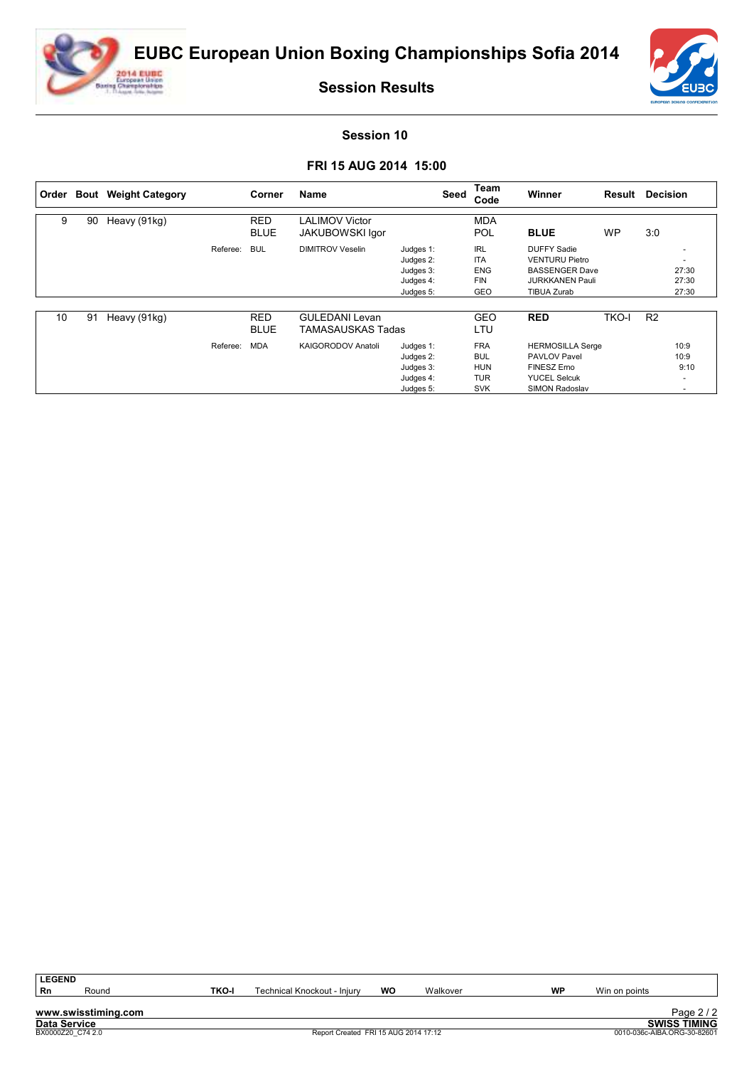# EUBC European Union Boxing Championships Sofia 2014

## Session Results

### Session 10

### FRI 15 AUG 2014 15:00

| Order | Bout | Weight Category | | Corner | Name | Seed | Team Code | Winner | Result | Decision |
|---|---|---|---|---|---|---|---|---|---|---|
| 9 | 90 | Heavy (91kg) | | RED | LALIMOV Victor | | MDA | | | |
| | | | | BLUE | JAKUBOWSKI Igor | | POL | **BLUE** | WP | 3:0 |
| | | | Referee: | BUL | DIMITROV Veselin | Judges 1: | IRL | DUFFY Sadie | | - |
| | | | | | | Judges 2: | ITA | VENTURU Pietro | | - |
| | | | | | | Judges 3: | ENG | BASSENGER Dave | | 27:30 |
| | | | | | | Judges 4: | FIN | JURKKANEN Pauli | | 27:30 |
| | | | | | | Judges 5: | GEO | TIBUA Zurab | | 27:30 |
| 10 | 91 | Heavy (91kg) | | RED | GULEDANI Levan | | GEO | **RED** | TKO-I | R2 |
| | | | | BLUE | TAMASAUSKAS Tadas | | LTU | | | |
| | | | Referee: | MDA | KAIGORODOV Anatoli | Judges 1: | FRA | HERMOSILLA Serge | | 10:9 |
| | | | | | | Judges 2: | BUL | PAVLOV Pavel | | 10:9 |
| | | | | | | Judges 3: | HUN | FINESZ Erno | | 9:10 |
| | | | | | | Judges 4: | TUR | YUCEL Selcuk | | - |
| | | | | | | Judges 5: | SVK | SIMON Radoslav | | - |

**LEGEND**

| | | | | | | | |
|---|---|---|---|---|---|---|---|
| Rn | Round | TKO-I | Technical Knockout - Injury | WO | Walkover | WP | Win on points |

www.swisstiming.com

**Data Service**

BX0000Z20_C74 2.0

Report Created FRI 15 AUG 2014 17:12

**SWISS TIMING**

0010-036c-AIBA.ORG-30-82601